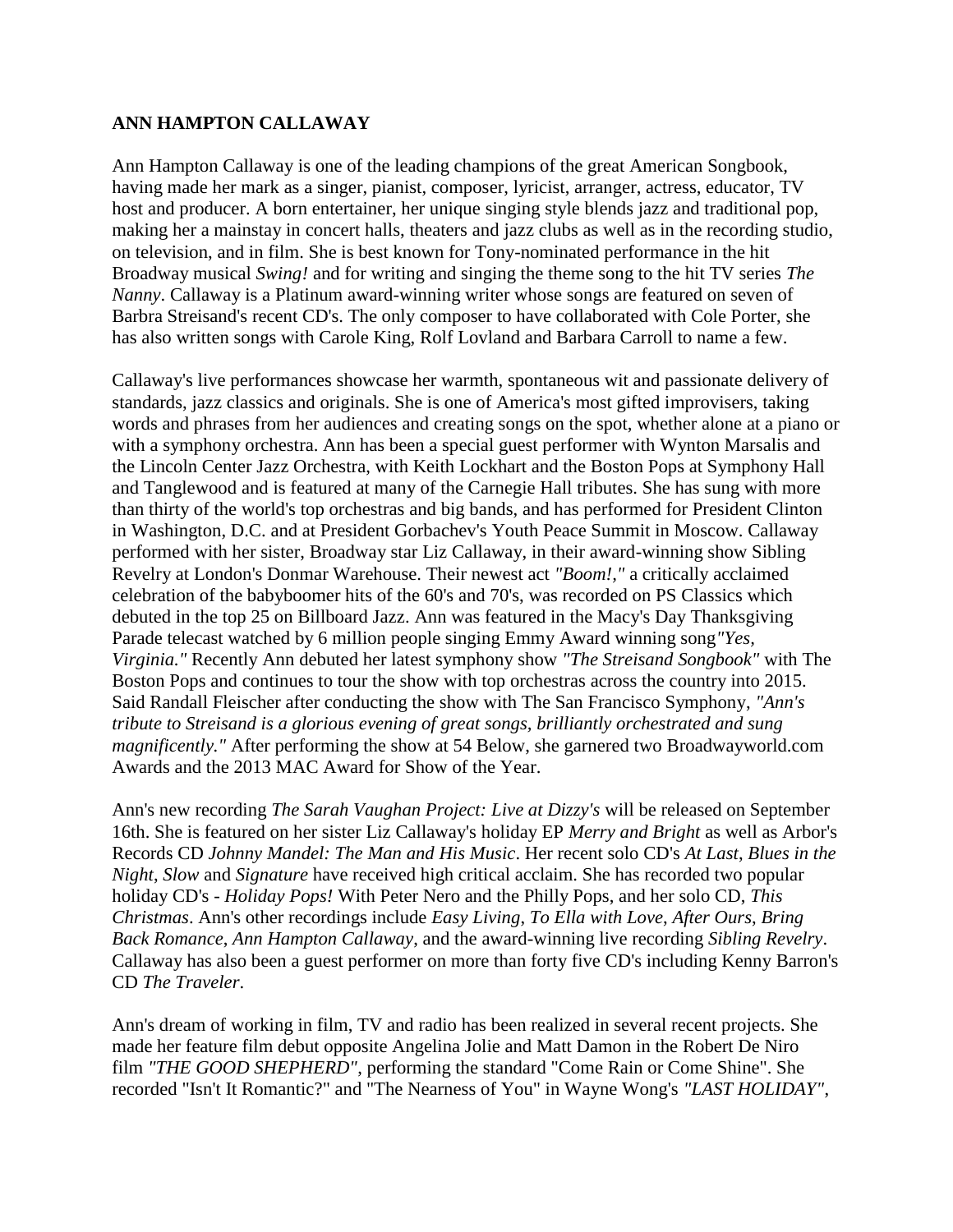**ANN HAMPTON CALLAWAY**

Ann Hampton Callaway is one of the leading champions of the great American Songbook, having made her mark as a singer, pianist, composer, lyricist, arranger, actress, educator, TV host and producer. A born entertainer, her unique singing style blends jazz and traditional pop, making her a mainstay in concert halls, theaters and jazz clubs as well as in the recording studio, on television, and in film. She is best known for Tony-nominated performance in the hit Broadway musical *Swing!* and for writing and singing the theme song to the hit TV series *The Nanny*. Callaway is a Platinum award-winning writer whose songs are featured on seven of Barbra Streisand's recent CD's. The only composer to have collaborated with Cole Porter, she has also written songs with Carole King, Rolf Lovland and Barbara Carroll to name a few.

Callaway's live performances showcase her warmth, spontaneous wit and passionate delivery of standards, jazz classics and originals. She is one of America's most gifted improvisers, taking words and phrases from her audiences and creating songs on the spot, whether alone at a piano or with a symphony orchestra. Ann has been a special guest performer with Wynton Marsalis and the Lincoln Center Jazz Orchestra, with Keith Lockhart and the Boston Pops at Symphony Hall and Tanglewood and is featured at many of the Carnegie Hall tributes. She has sung with more than thirty of the world's top orchestras and big bands, and has performed for President Clinton in Washington, D.C. and at President Gorbachev's Youth Peace Summit in Moscow. Callaway performed with her sister, Broadway star Liz Callaway, in their award-winning show Sibling Revelry at London's Donmar Warehouse. Their newest act *"Boom!,"* a critically acclaimed celebration of the babyboomer hits of the 60's and 70's, was recorded on PS Classics which debuted in the top 25 on Billboard Jazz. Ann was featured in the Macy's Day Thanksgiving Parade telecast watched by 6 million people singing Emmy Award winning song *"Yes, Virginia."* Recently Ann debuted her latest symphony show *"The Streisand Songbook"* with The Boston Pops and continues to tour the show with top orchestras across the country into 2015. Said Randall Fleischer after conducting the show with The San Francisco Symphony, *"Ann's tribute to Streisand is a glorious evening of great songs, brilliantly orchestrated and sung magnificently."* After performing the show at 54 Below, she garnered two Broadwayworld.com Awards and the 2013 MAC Award for Show of the Year.

Ann's new recording *The Sarah Vaughan Project: Live at Dizzy's* will be released on September 16th. She is featured on her sister Liz Callaway's holiday EP *Merry and Bright* as well as Arbor's Records CD *Johnny Mandel: The Man and His Music*. Her recent solo CD's *At Last*, *Blues in the Night*, *Slow* and *Signature* have received high critical acclaim. She has recorded two popular holiday CD's - *Holiday Pops!* With Peter Nero and the Philly Pops, and her solo CD, *This Christmas*. Ann's other recordings include *Easy Living*, *To Ella with Love*, *After Ours*, *Bring Back Romance*, *Ann Hampton Callaway*, and the award-winning live recording *Sibling Revelry*. Callaway has also been a guest performer on more than forty five CD's including Kenny Barron's CD *The Traveler*.

Ann's dream of working in film, TV and radio has been realized in several recent projects. She made her feature film debut opposite Angelina Jolie and Matt Damon in the Robert De Niro film *"THE GOOD SHEPHERD"*, performing the standard "Come Rain or Come Shine". She recorded "Isn't It Romantic?" and "The Nearness of You" in Wayne Wong's *"LAST HOLIDAY"*,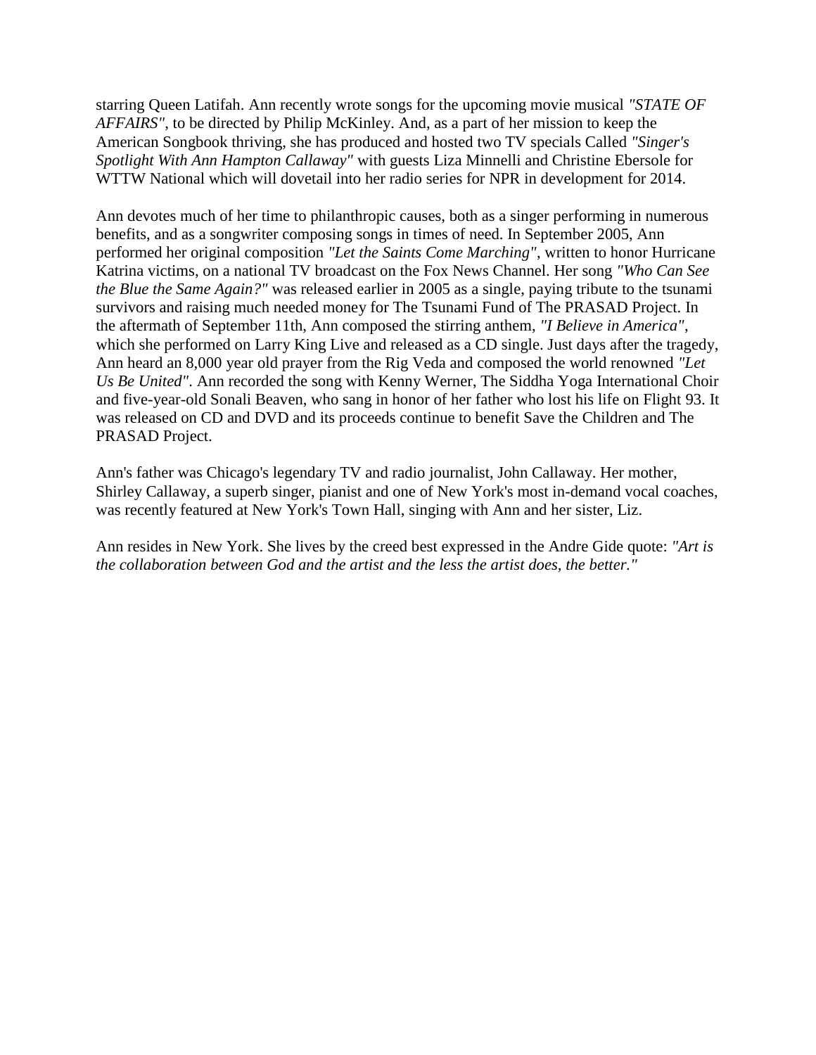starring Queen Latifah. Ann recently wrote songs for the upcoming movie musical *"STATE OF AFFAIRS"*, to be directed by Philip McKinley. And, as a part of her mission to keep the American Songbook thriving, she has produced and hosted two TV specials Called *"Singer's Spotlight With Ann Hampton Callaway"* with guests Liza Minnelli and Christine Ebersole for WTTW National which will dovetail into her radio series for NPR in development for 2014.

Ann devotes much of her time to philanthropic causes, both as a singer performing in numerous benefits, and as a songwriter composing songs in times of need. In September 2005, Ann performed her original composition *"Let the Saints Come Marching"*, written to honor Hurricane Katrina victims, on a national TV broadcast on the Fox News Channel. Her song *"Who Can See the Blue the Same Again?"* was released earlier in 2005 as a single, paying tribute to the tsunami survivors and raising much needed money for The Tsunami Fund of The PRASAD Project. In the aftermath of September 11th, Ann composed the stirring anthem, *"I Believe in America"*, which she performed on Larry King Live and released as a CD single. Just days after the tragedy, Ann heard an 8,000 year old prayer from the Rig Veda and composed the world renowned *"Let Us Be United"*. Ann recorded the song with Kenny Werner, The Siddha Yoga International Choir and five-year-old Sonali Beaven, who sang in honor of her father who lost his life on Flight 93. It was released on CD and DVD and its proceeds continue to benefit Save the Children and The PRASAD Project.

Ann's father was Chicago's legendary TV and radio journalist, John Callaway. Her mother, Shirley Callaway, a superb singer, pianist and one of New York's most in-demand vocal coaches, was recently featured at New York's Town Hall, singing with Ann and her sister, Liz.

Ann resides in New York. She lives by the creed best expressed in the Andre Gide quote: *"Art is the collaboration between God and the artist and the less the artist does, the better."*